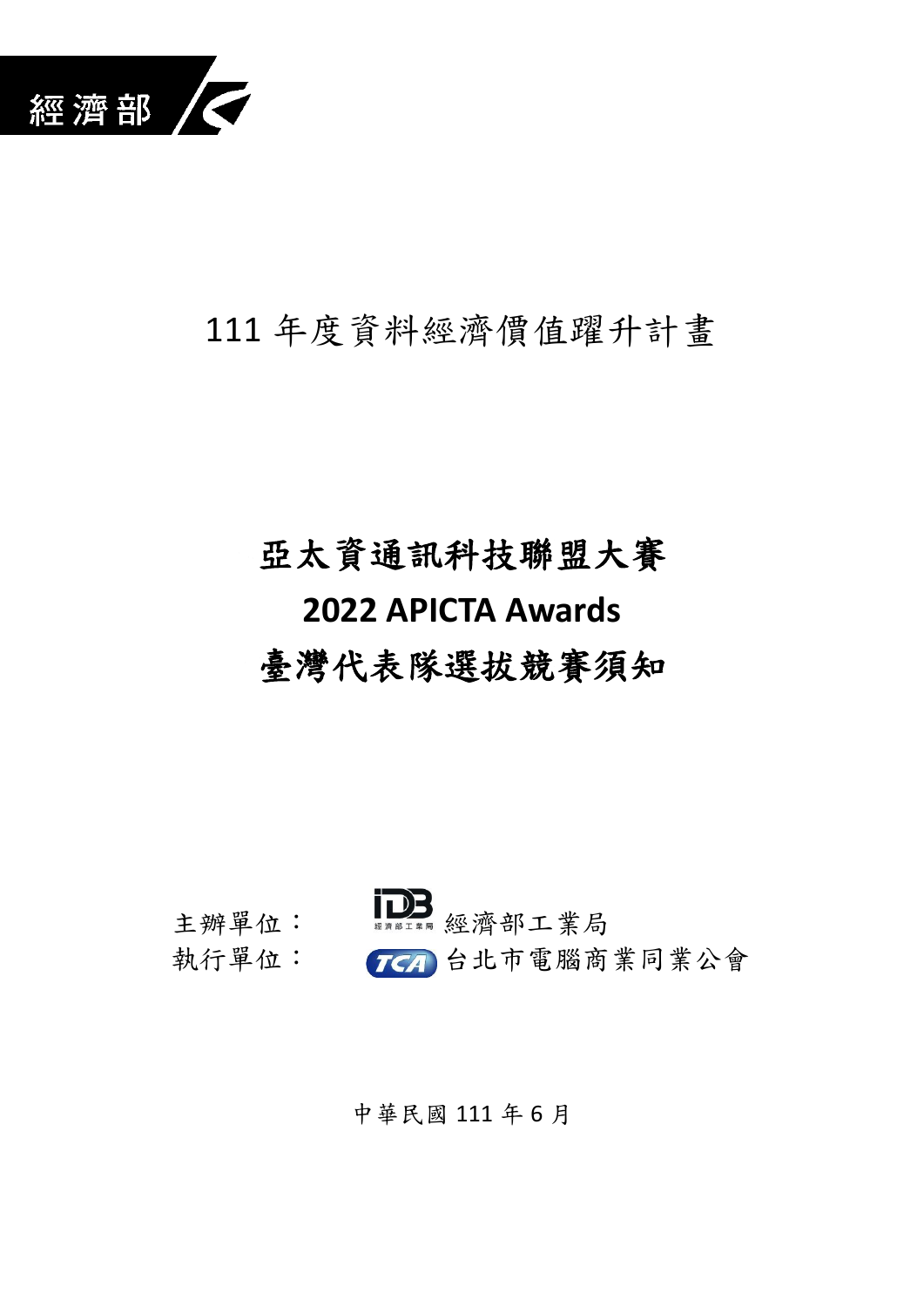經濟部

111 年度資料經濟價值躍升計畫

# 亞太資通訊科技聯盟大賽
# 2022 APICTA Awards
# 臺灣代表隊選拔競賽須知

主辦單位： 經濟部工業局

執行單位： 台北市電腦商業同業公會

中華民國 111 年 6 月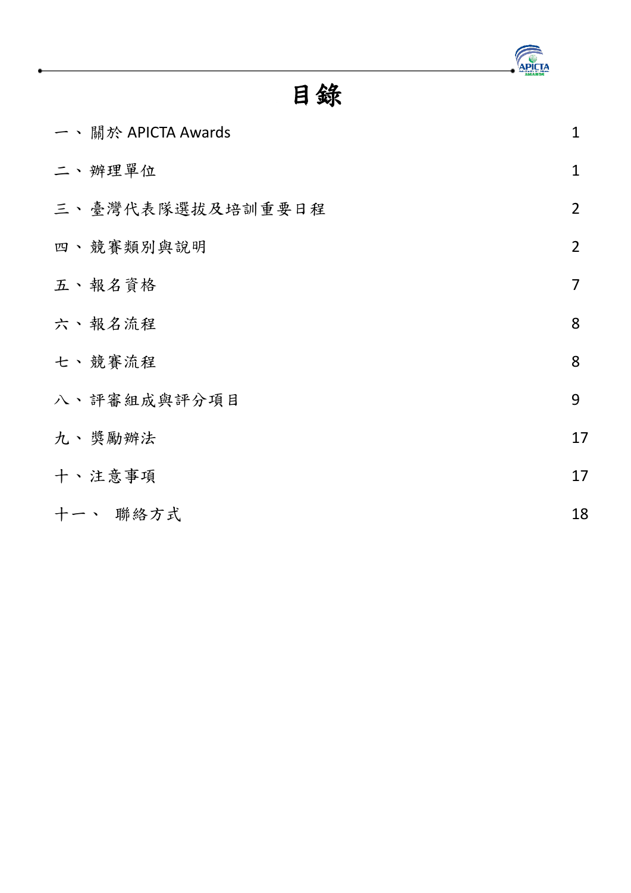# 目錄

| | |
|---|---|
| 一、關於 APICTA Awards | 1 |
| 二、辦理單位 | 1 |
| 三、臺灣代表隊選拔及培訓重要日程 | 2 |
| 四、競賽類別與說明 | 2 |
| 五、報名資格 | 7 |
| 六、報名流程 | 8 |
| 七、競賽流程 | 8 |
| 八、評審組成與評分項目 | 9 |
| 九、獎勵辦法 | 17 |
| 十、注意事項 | 17 |
| 十一、 聯絡方式 | 18 |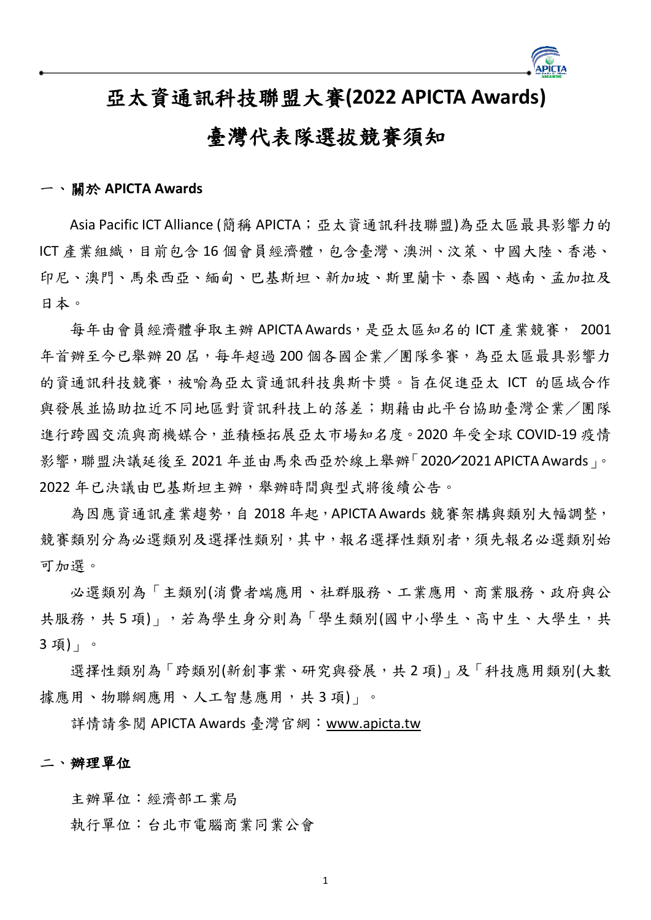# 亞太資通訊科技聯盟大賽(2022 APICTA Awards)

# 臺灣代表隊選拔競賽須知

## 一、關於 APICTA Awards

Asia Pacific ICT Alliance (簡稱 APICTA；亞太資通訊科技聯盟)為亞太區最具影響力的 ICT 產業組織，目前包含 16 個會員經濟體，包含臺灣、澳洲、汶萊、中國大陸、香港、印尼、澳門、馬來西亞、緬甸、巴基斯坦、新加坡、斯里蘭卡、泰國、越南、孟加拉及日本。

每年由會員經濟體爭取主辦 APICTA Awards，是亞太區知名的 ICT 產業競賽， 2001 年首辦至今已舉辦 20 屆，每年超過 200 個各國企業／團隊參賽，為亞太區最具影響力的資通訊科技競賽，被喻為亞太資通訊科技奧斯卡獎。旨在促進亞太 ICT 的區域合作與發展並協助拉近不同地區對資訊科技上的落差；期藉由此平台協助臺灣企業／團隊進行跨國交流與商機媒合，並積極拓展亞太市場知名度。2020 年受全球 COVID-19 疫情影響，聯盟決議延後至 2021 年並由馬來西亞於線上舉辦「2020∕2021 APICTA Awards」。2022 年已決議由巴基斯坦主辦，舉辦時間與型式將後續公告。

為因應資通訊產業趨勢，自 2018 年起，APICTA Awards 競賽架構與類別大幅調整，競賽類別分為必選類別及選擇性類別，其中，報名選擇性類別者，須先報名必選類別始可加選。

必選類別為「主類別(消費者端應用、社群服務、工業應用、商業服務、政府與公共服務，共 5 項)」，若為學生身分則為「學生類別(國中小學生、高中生、大學生，共 3 項)」。

選擇性類別為「跨類別(新創事業、研究與發展，共 2 項)」及「科技應用類別(大數據應用、物聯網應用、人工智慧應用，共 3 項)」。

詳情請參閱 APICTA Awards 臺灣官網：www.apicta.tw

## 二、辦理單位

主辦單位：經濟部工業局

執行單位：台北市電腦商業同業公會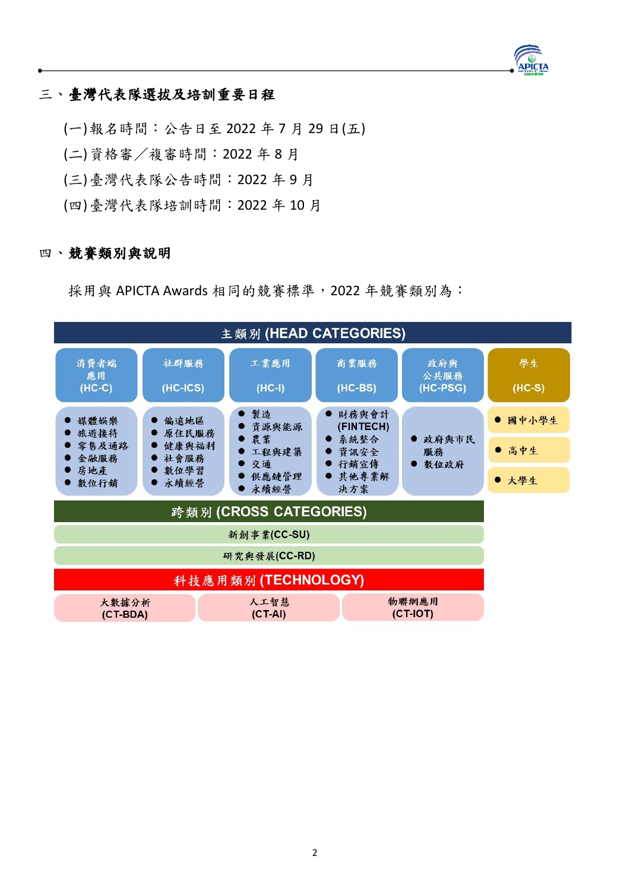## 三、臺灣代表隊選拔及培訓重要日程

(一)報名時間：公告日至 2022 年 7 月 29 日(五)

(二)資格審／複審時間：2022 年 8 月

(三)臺灣代表隊公告時間：2022 年 9 月

(四)臺灣代表隊培訓時間：2022 年 10 月

## 四、競賽類別與說明

採用與 APICTA Awards 相同的競賽標準，2022 年競賽類別為：

**主類別 (HEAD CATEGORIES)**

| 消費者端應用 (HC-C) | 社群服務 (HC-ICS) | 工業應用 (HC-I) | 商業服務 (HC-BS) | 政府與公共服務 (HC-PSG) | 學生 (HC-S) |
|---|---|---|---|---|---|
| ● 媒體娛樂<br>● 旅遊接待<br>● 零售及通路<br>● 金融服務<br>● 房地產<br>● 數位行銷 | ● 偏遠地區<br>● 原住民服務<br>● 健康與福利<br>● 社會服務<br>● 數位學習<br>● 永續經營 | ● 製造<br>● 資源與能源<br>● 農業<br>● 工程與建築<br>● 交通<br>● 供應鏈管理<br>● 永續經營 | ● 財務與會計 (FINTECH)<br>● 系統整合<br>● 資訊安全<br>● 行銷宣傳<br>● 其他專業解決方案 | ● 政府與市民服務<br>● 數位政府 | ● 國中小學生<br>● 高中生<br>● 大學生 |

**跨類別 (CROSS CATEGORIES)**

- 新創事業(CC-SU)
- 研究與發展(CC-RD)

**科技應用類別 (TECHNOLOGY)**

| 大數據分析 (CT-BDA) | 人工智慧 (CT-AI) | 物聯網應用 (CT-IOT) |
|---|---|---|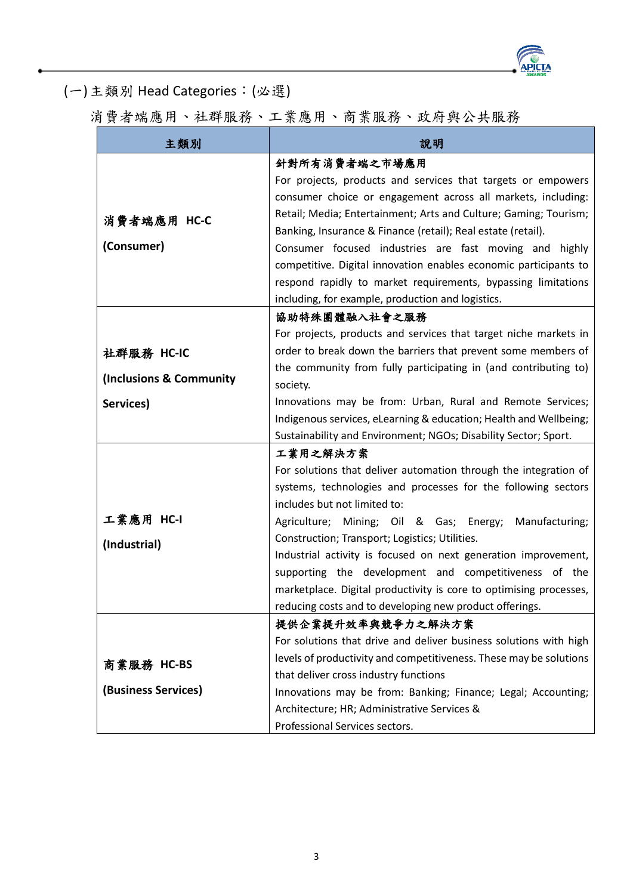(一) 主類別 Head Categories：(必選)

消費者端應用、社群服務、工業應用、商業服務、政府與公共服務

| 主類別 | 說明 |
|---|---|
| **消費者端應用 HC-C**<br><br>**(Consumer)** | **針對所有消費者端之市場應用**<br>For projects, products and services that targets or empowers consumer choice or engagement across all markets, including: Retail; Media; Entertainment; Arts and Culture; Gaming; Tourism; Banking, Insurance & Finance (retail); Real estate (retail).<br>Consumer focused industries are fast moving and highly competitive. Digital innovation enables economic participants to respond rapidly to market requirements, bypassing limitations including, for example, production and logistics. |
| **社群服務 HC-IC**<br><br>**(Inclusions & Community Services)** | **協助特殊團體融入社會之服務**<br>For projects, products and services that target niche markets in order to break down the barriers that prevent some members of the community from fully participating in (and contributing to) society.<br>Innovations may be from: Urban, Rural and Remote Services; Indigenous services, eLearning & education; Health and Wellbeing; Sustainability and Environment; NGOs; Disability Sector; Sport. |
| **工業應用 HC-I**<br><br>**(Industrial)** | **工業用之解決方案**<br>For solutions that deliver automation through the integration of systems, technologies and processes for the following sectors includes but not limited to:<br>Agriculture; Mining; Oil & Gas; Energy; Manufacturing; Construction; Transport; Logistics; Utilities.<br>Industrial activity is focused on next generation improvement, supporting the development and competitiveness of the marketplace. Digital productivity is core to optimising processes, reducing costs and to developing new product offerings. |
| **商業服務 HC-BS**<br><br>**(Business Services)** | **提供企業提升效率與競爭力之解決方案**<br>For solutions that drive and deliver business solutions with high levels of productivity and competitiveness. These may be solutions that deliver cross industry functions<br>Innovations may be from: Banking; Finance; Legal; Accounting; Architecture; HR; Administrative Services & Professional Services sectors. |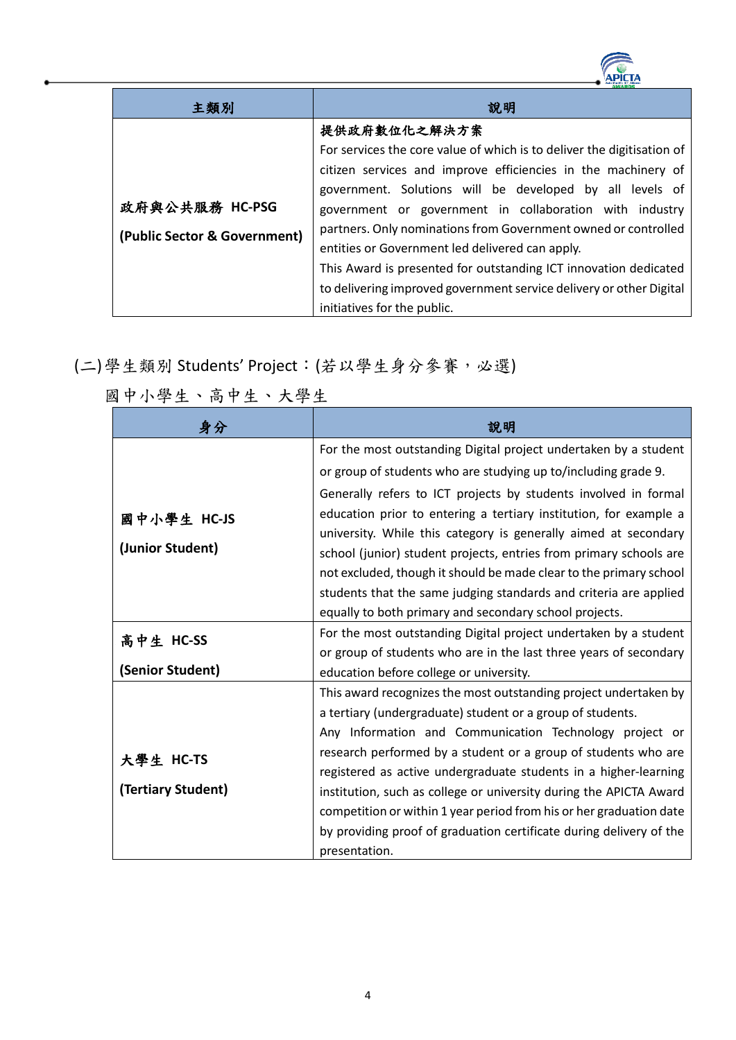| 主類別 | 說明 |
|---|---|
| 政府與公共服務 HC-PSG (Public Sector & Government) | **提供政府數位化之解決方案** For services the core value of which is to deliver the digitisation of citizen services and improve efficiencies in the machinery of government. Solutions will be developed by all levels of government or government in collaboration with industry partners. Only nominations from Government owned or controlled entities or Government led delivered can apply. This Award is presented for outstanding ICT innovation dedicated to delivering improved government service delivery or other Digital initiatives for the public. |

## (二)學生類別 Students' Project：(若以學生身分參賽，必選)

國中小學生、高中生、大學生

| 身分 | 說明 |
|---|---|
| 國中小學生 HC-JS (Junior Student) | For the most outstanding Digital project undertaken by a student or group of students who are studying up to/including grade 9. Generally refers to ICT projects by students involved in formal education prior to entering a tertiary institution, for example a university. While this category is generally aimed at secondary school (junior) student projects, entries from primary schools are not excluded, though it should be made clear to the primary school students that the same judging standards and criteria are applied equally to both primary and secondary school projects. |
| 高中生 HC-SS (Senior Student) | For the most outstanding Digital project undertaken by a student or group of students who are in the last three years of secondary education before college or university. |
| 大學生 HC-TS (Tertiary Student) | This award recognizes the most outstanding project undertaken by a tertiary (undergraduate) student or a group of students. Any Information and Communication Technology project or research performed by a student or a group of students who are registered as active undergraduate students in a higher-learning institution, such as college or university during the APICTA Award competition or within 1 year period from his or her graduation date by providing proof of graduation certificate during delivery of the presentation. |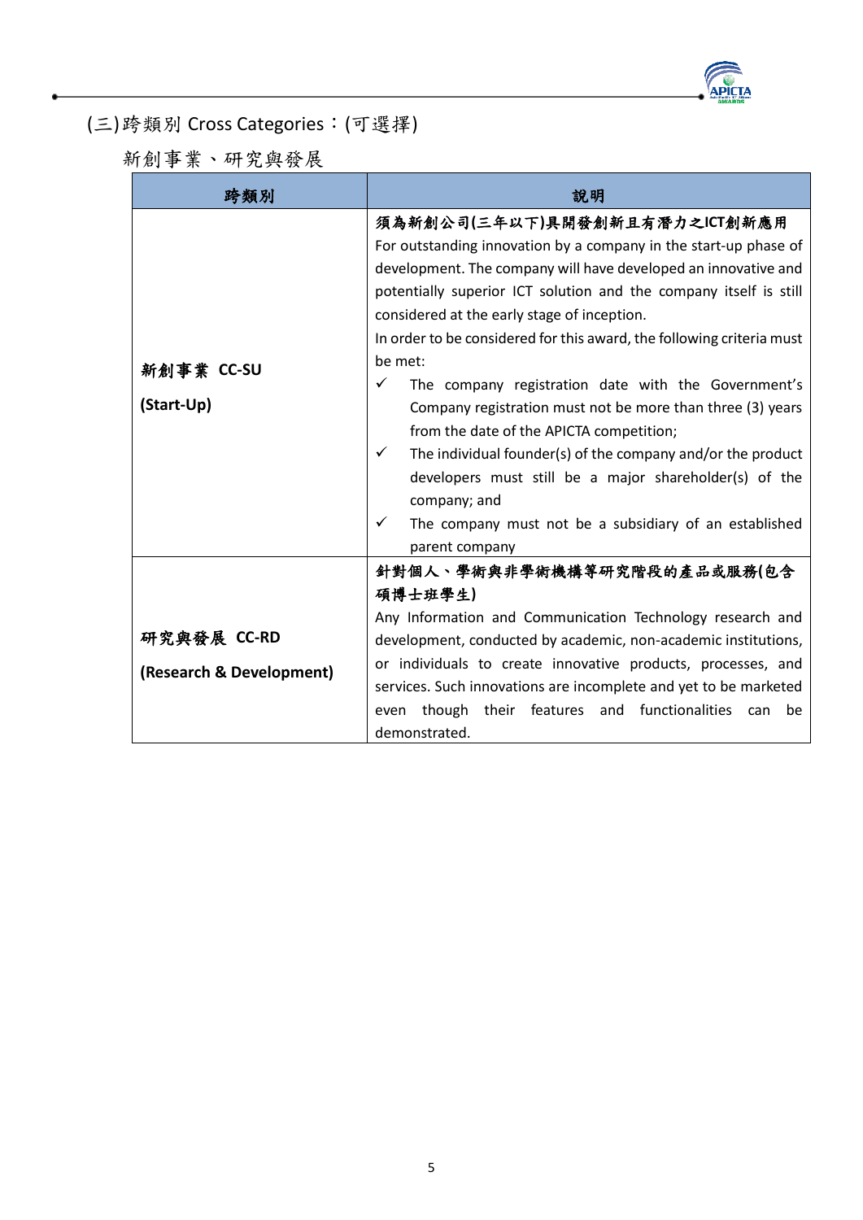## (三)跨類別 Cross Categories：(可選擇)

新創事業、研究與發展

| 跨類別 | 說明 |
| --- | --- |
| **新創事業 CC-SU (Start-Up)** | **須為新創公司(三年以下)具開發創新且有潛力之ICT創新應用**<br>For outstanding innovation by a company in the start-up phase of development. The company will have developed an innovative and potentially superior ICT solution and the company itself is still considered at the early stage of inception.<br>In order to be considered for this award, the following criteria must be met:<br>✓ The company registration date with the Government's Company registration must not be more than three (3) years from the date of the APICTA competition;<br>✓ The individual founder(s) of the company and/or the product developers must still be a major shareholder(s) of the company; and<br>✓ The company must not be a subsidiary of an established parent company |
| **研究與發展 CC-RD (Research & Development)** | **針對個人、學術與非學術機構等研究階段的產品或服務(包含碩博士班學生)**<br>Any Information and Communication Technology research and development, conducted by academic, non-academic institutions, or individuals to create innovative products, processes, and services. Such innovations are incomplete and yet to be marketed even though their features and functionalities can be demonstrated. |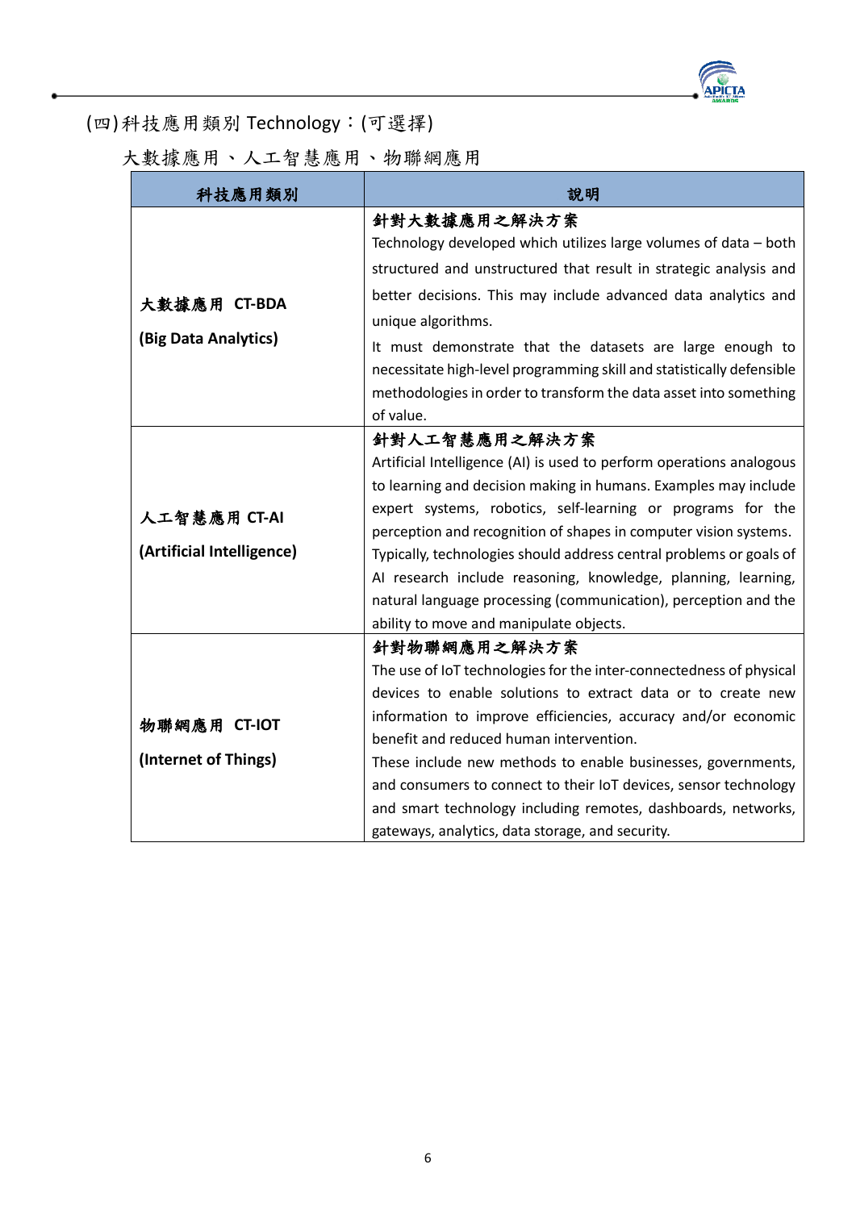(四)科技應用類別 Technology：(可選擇)

大數據應用、人工智慧應用、物聯網應用

| 科技應用類別 | 說明 |
| --- | --- |
| **大數據應用 CT-BDA**<br><br>**(Big Data Analytics)** | **針對大數據應用之解決方案**<br>Technology developed which utilizes large volumes of data – both structured and unstructured that result in strategic analysis and better decisions. This may include advanced data analytics and unique algorithms.<br>It must demonstrate that the datasets are large enough to necessitate high-level programming skill and statistically defensible methodologies in order to transform the data asset into something of value. |
| **人工智慧應用 CT-AI**<br><br>**(Artificial Intelligence)** | **針對人工智慧應用之解決方案**<br>Artificial Intelligence (AI) is used to perform operations analogous to learning and decision making in humans. Examples may include expert systems, robotics, self-learning or programs for the perception and recognition of shapes in computer vision systems. Typically, technologies should address central problems or goals of AI research include reasoning, knowledge, planning, learning, natural language processing (communication), perception and the ability to move and manipulate objects. |
| **物聯網應用 CT-IOT**<br><br>**(Internet of Things)** | **針對物聯網應用之解決方案**<br>The use of IoT technologies for the inter-connectedness of physical devices to enable solutions to extract data or to create new information to improve efficiencies, accuracy and/or economic benefit and reduced human intervention.<br>These include new methods to enable businesses, governments, and consumers to connect to their IoT devices, sensor technology and smart technology including remotes, dashboards, networks, gateways, analytics, data storage, and security. |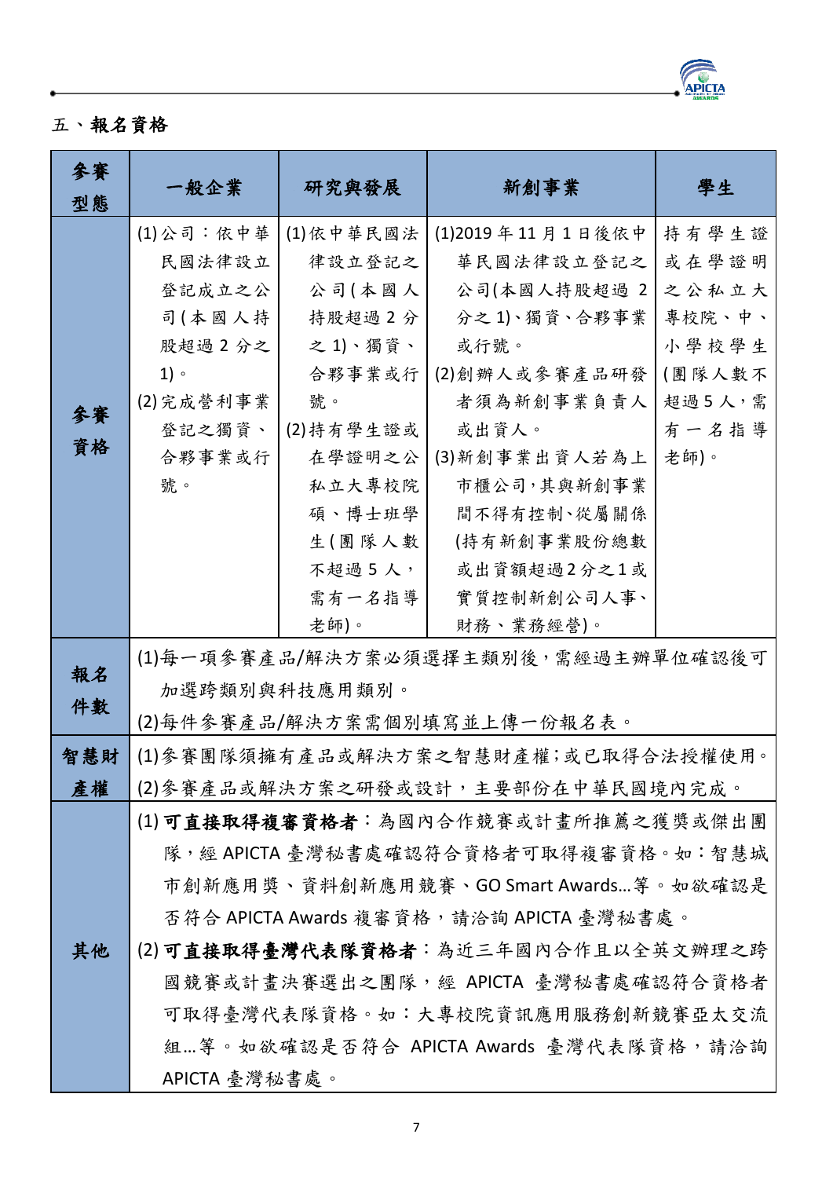## 五、報名資格

| 參賽型態 | 一般企業 | 研究與發展 | 新創事業 | 學生 |
|---|---|---|---|---|
| 參賽資格 | (1)公司：依中華民國法律設立登記成立之公司(本國人持股超過2分之1)。<br>(2)完成營利事業登記之獨資、合夥事業或行號。 | (1)依中華民國法律設立登記之公司(本國人持股超過2分之1)、獨資、合夥事業或行號。<br>(2)持有學生證或在學證明之公私立大專校院碩、博士班學生(團隊人數不超過5人，需有一名指導老師)。 | (1)2019年11月1日後依中華民國法律設立登記之公司(本國人持股超過2分之1)、獨資、合夥事業或行號。<br>(2)創辦人或參賽產品研發者須為新創事業負責人或出資人。<br>(3)新創事業出資人若為上市櫃公司，其與新創事業間不得有控制、從屬關係(持有新創事業股份總數或出資額超過2分之1或實質控制新創公司人事、財務、業務經營)。 | 持有學生證或在學證明之公私立大專校院、中、小學校學生(團隊人數不超過5人，需有一名指導老師)。 |
| 報名件數 | (1)每一項參賽產品/解決方案必須選擇主類別後，需經過主辦單位確認後可加選跨類別與科技應用類別。<br>(2)每件參賽產品/解決方案需個別填寫並上傳一份報名表。 | | | |
| 智慧財產權 | (1)參賽團隊須擁有產品或解決方案之智慧財產權;或已取得合法授權使用。<br>(2)參賽產品或解決方案之研發或設計，主要部份在中華民國境內完成。 | | | |
| 其他 | (1)**可直接取得複審資格者**：為國內合作競賽或計畫所推薦之獲獎或傑出團隊，經APICTA臺灣秘書處確認符合資格者可取得複審資格。如：智慧城市創新應用獎、資料創新應用競賽、GO Smart Awards…等。如欲確認是否符合APICTA Awards複審資格，請洽詢APICTA臺灣秘書處。<br>(2)**可直接取得臺灣代表隊資格者**：為近三年國內合作且以全英文辦理之跨國競賽或計畫決賽選出之團隊，經APICTA臺灣秘書處確認符合資格者可取得臺灣代表隊資格。如：大專校院資訊應用服務創新競賽亞太交流組…等。如欲確認是否符合APICTA Awards臺灣代表隊資格，請洽詢APICTA臺灣秘書處。 | | | |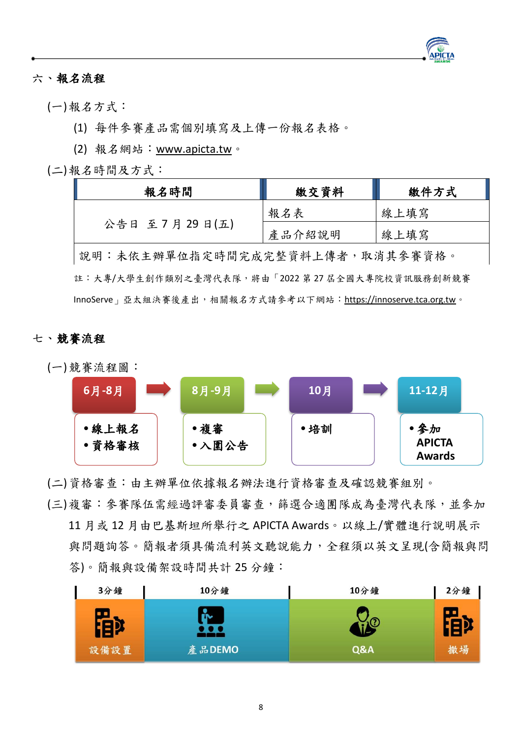## 六、報名流程

(一)報名方式：

(1) 每件參賽產品需個別填寫及上傳一份報名表格。

(2) 報名網站：www.apicta.tw。

(二)報名時間及方式：

| 報名時間 | 繳交資料 | 繳件方式 |
|---|---|---|
| 公告日 至 7 月 29 日(五) | 報名表 | 線上填寫 |
| | 產品介紹說明 | 線上填寫 |
| 說明：未依主辦單位指定時間完成完整資料上傳者，取消其參賽資格。 | | |

註：大專/大學生創作類別之臺灣代表隊，將由「2022 第 27 屆全國大專院校資訊服務創新競賽 InnoServe」亞太組決賽後產出，相關報名方式請參考以下網站：https://innoserve.tca.org.tw。

## 七、競賽流程

(一)競賽流程圖：

| 6月-8月 | 8月-9月 | 10月 | 11-12月 |
|---|---|---|---|
| • 線上報名<br>• 資格審核 | • 複審<br>• 入圍公告 | • 培訓 | • 參加 APICTA Awards |

(二)資格審查：由主辦單位依據報名辦法進行資格審查及確認競賽組別。

(三)複審：參賽隊伍需經過評審委員審查，篩選合適團隊成為臺灣代表隊，並參加 11 月或 12 月由巴基斯坦所舉行之 APICTA Awards。以線上/實體進行說明展示與問題詢答。簡報者須具備流利英文聽說能力，全程須以英文呈現(含簡報與問答)。簡報與設備架設時間共計 25 分鐘：

| 3分鐘 | 10分鐘 | 10分鐘 | 2分鐘 |
|---|---|---|---|
| 設備設置 | 產品DEMO | Q&A | 撤場 |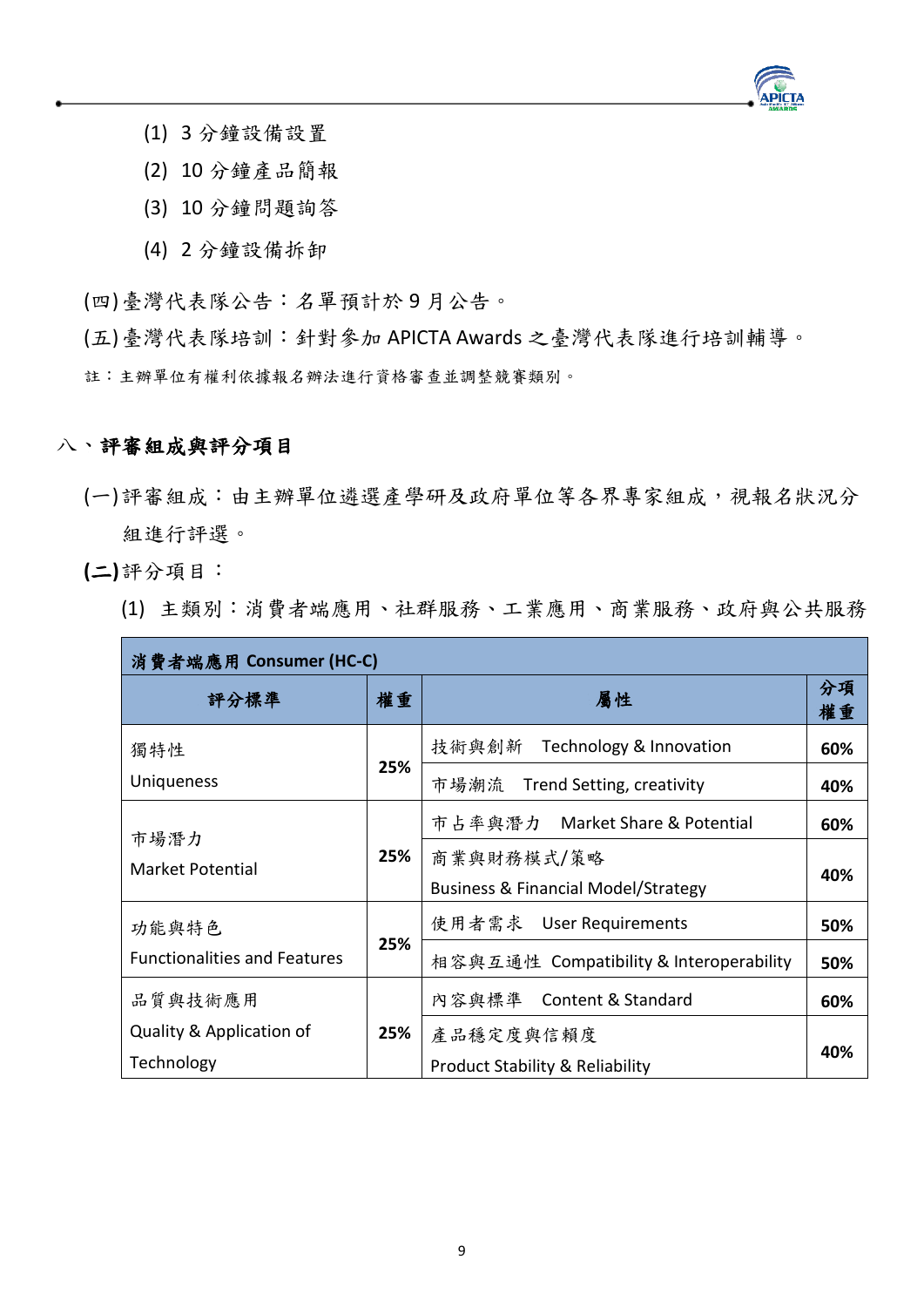(1) 3 分鐘設備設置

(2) 10 分鐘產品簡報

(3) 10 分鐘問題詢答

(4) 2 分鐘設備拆卸

(四)臺灣代表隊公告：名單預計於 9 月公告。

(五)臺灣代表隊培訓：針對參加 APICTA Awards 之臺灣代表隊進行培訓輔導。

註：主辦單位有權利依據報名辦法進行資格審查並調整競賽類別。

## 八、評審組成與評分項目

(一)評審組成：由主辦單位遴選產學研及政府單位等各界專家組成，視報名狀況分組進行評選。

**(二)**評分項目：

(1) 主類別：消費者端應用、社群服務、工業應用、商業服務、政府與公共服務

| 消費者端應用 Consumer (HC-C) | | | |
|---|---|---|---|
| **評分標準** | **權重** | **屬性** | **分項權重** |
| 獨特性 Uniqueness | **25%** | 技術與創新 Technology & Innovation | **60%** |
| | | 市場潮流 Trend Setting, creativity | **40%** |
| 市場潛力 Market Potential | **25%** | 市占率與潛力 Market Share & Potential | **60%** |
| | | 商業與財務模式/策略 Business & Financial Model/Strategy | **40%** |
| 功能與特色 Functionalities and Features | **25%** | 使用者需求 User Requirements | **50%** |
| | | 相容與互通性 Compatibility & Interoperability | **50%** |
| 品質與技術應用 Quality & Application of Technology | **25%** | 內容與標準 Content & Standard | **60%** |
| | | 產品穩定度與信賴度 Product Stability & Reliability | **40%** |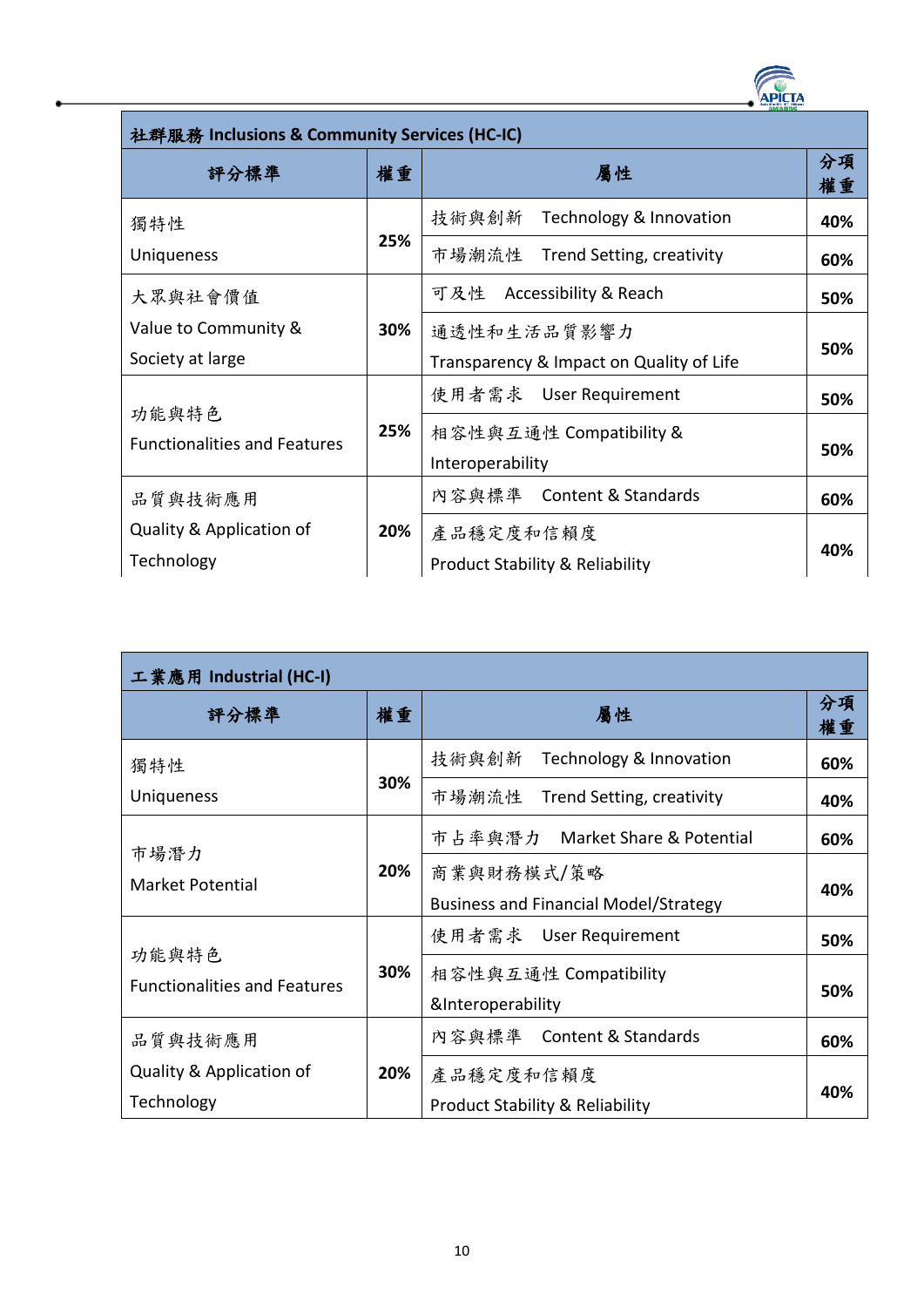| 社群服務 Inclusions & Community Services (HC-IC) | | | |
|---|---|---|---|
| **評分標準** | **權重** | **屬性** | **分項權重** |
| 獨特性 Uniqueness | **25%** | 技術與創新 Technology & Innovation | **40%** |
| | | 市場潮流性 Trend Setting, creativity | **60%** |
| 大眾與社會價值 Value to Community & Society at large | **30%** | 可及性 Accessibility & Reach | **50%** |
| | | 通透性和生活品質影響力 Transparency & Impact on Quality of Life | **50%** |
| 功能與特色 Functionalities and Features | **25%** | 使用者需求 User Requirement | **50%** |
| | | 相容性與互通性 Compatibility & Interoperability | **50%** |
| 品質與技術應用 Quality & Application of Technology | **20%** | 內容與標準 Content & Standards | **60%** |
| | | 產品穩定度和信賴度 Product Stability & Reliability | **40%** |

| 工業應用 Industrial (HC-I) | | | |
|---|---|---|---|
| **評分標準** | **權重** | **屬性** | **分項權重** |
| 獨特性 Uniqueness | **30%** | 技術與創新 Technology & Innovation | **60%** |
| | | 市場潮流性 Trend Setting, creativity | **40%** |
| 市場潛力 Market Potential | **20%** | 市占率與潛力 Market Share & Potential | **60%** |
| | | 商業與財務模式/策略 Business and Financial Model/Strategy | **40%** |
| 功能與特色 Functionalities and Features | **30%** | 使用者需求 User Requirement | **50%** |
| | | 相容性與互通性 Compatibility &Interoperability | **50%** |
| 品質與技術應用 Quality & Application of Technology | **20%** | 內容與標準 Content & Standards | **60%** |
| | | 產品穩定度和信賴度 Product Stability & Reliability | **40%** |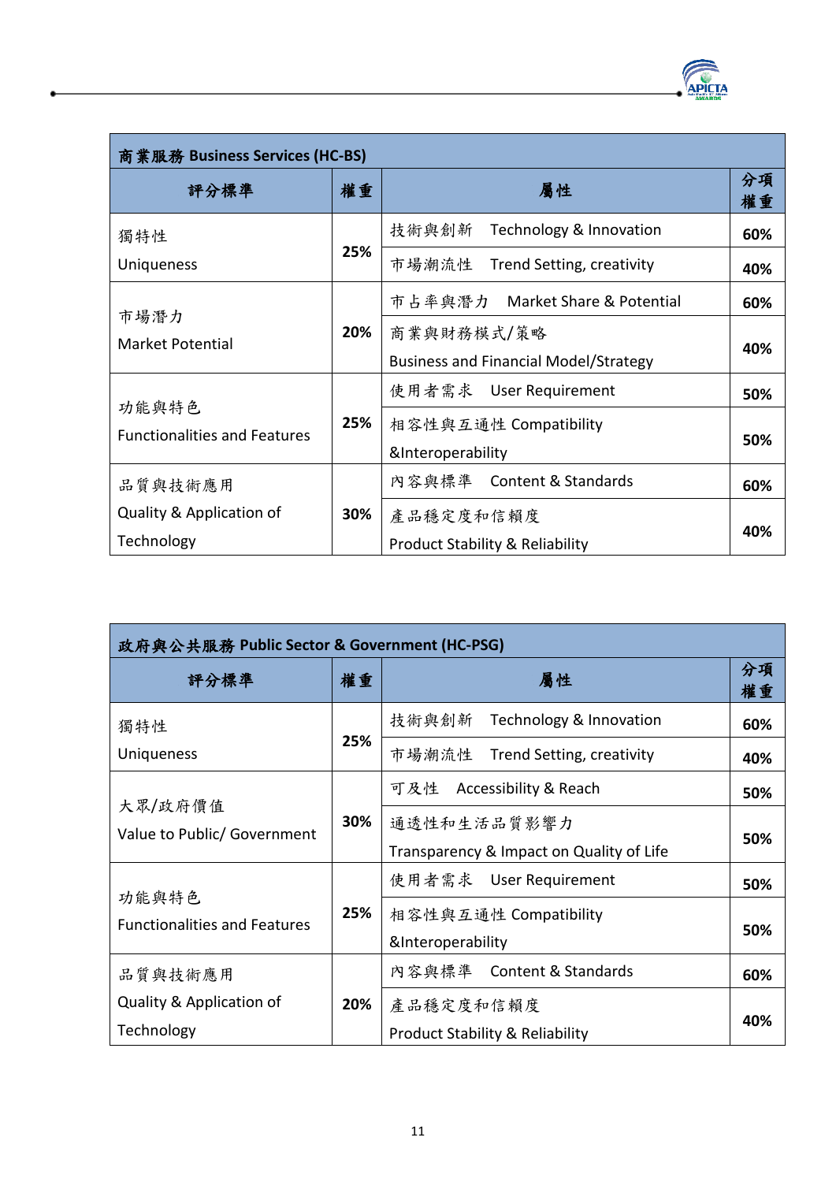| 商業服務 Business Services (HC-BS) | | | |
|---|---|---|---|
| 評分標準 | 權重 | 屬性 | 分項權重 |
| 獨特性 Uniqueness | 25% | 技術與創新 Technology & Innovation | 60% |
| | | 市場潮流性 Trend Setting, creativity | 40% |
| 市場潛力 Market Potential | 20% | 市占率與潛力 Market Share & Potential | 60% |
| | | 商業與財務模式/策略 Business and Financial Model/Strategy | 40% |
| 功能與特色 Functionalities and Features | 25% | 使用者需求 User Requirement | 50% |
| | | 相容性與互通性 Compatibility &Interoperability | 50% |
| 品質與技術應用 Quality & Application of Technology | 30% | 內容與標準 Content & Standards | 60% |
| | | 產品穩定度和信賴度 Product Stability & Reliability | 40% |

| 政府與公共服務 Public Sector & Government (HC-PSG) | | | |
|---|---|---|---|
| 評分標準 | 權重 | 屬性 | 分項權重 |
| 獨特性 Uniqueness | 25% | 技術與創新 Technology & Innovation | 60% |
| | | 市場潮流性 Trend Setting, creativity | 40% |
| 大眾/政府價值 Value to Public/ Government | 30% | 可及性 Accessibility & Reach | 50% |
| | | 通透性和生活品質影響力 Transparency & Impact on Quality of Life | 50% |
| 功能與特色 Functionalities and Features | 25% | 使用者需求 User Requirement | 50% |
| | | 相容性與互通性 Compatibility &Interoperability | 50% |
| 品質與技術應用 Quality & Application of Technology | 20% | 內容與標準 Content & Standards | 60% |
| | | 產品穩定度和信賴度 Product Stability & Reliability | 40% |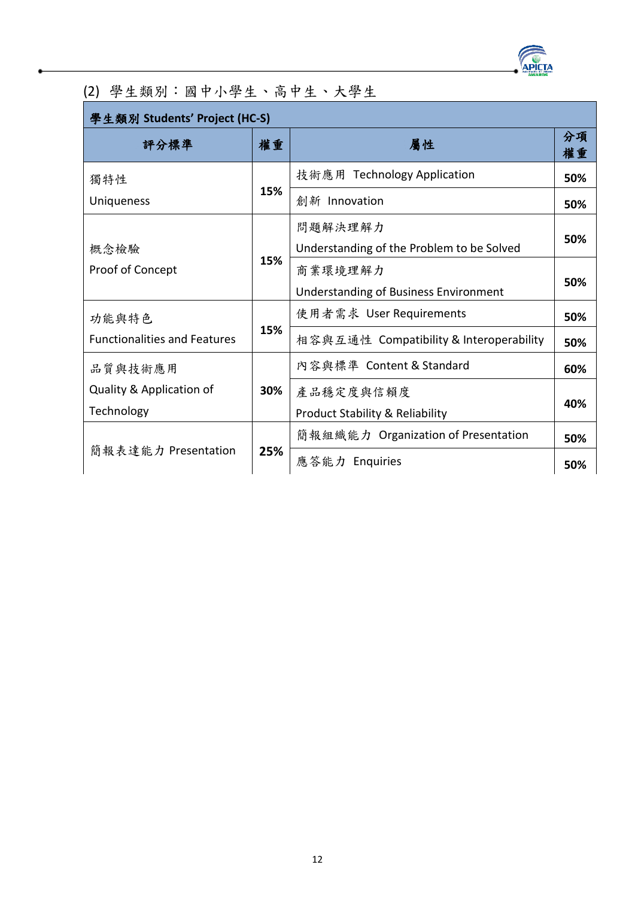(2) 學生類別：國中小學生、高中生、大學生

| 學生類別 Students' Project (HC-S) | | | |
|---|---|---|---|
| **評分標準** | **權重** | **屬性** | **分項權重** |
| 獨特性 Uniqueness | **15%** | 技術應用 Technology Application | **50%** |
| | | 創新 Innovation | **50%** |
| 概念檢驗 Proof of Concept | **15%** | 問題解決理解力 Understanding of the Problem to be Solved | **50%** |
| | | 商業環境理解力 Understanding of Business Environment | **50%** |
| 功能與特色 Functionalities and Features | **15%** | 使用者需求 User Requirements | **50%** |
| | | 相容與互通性 Compatibility & Interoperability | **50%** |
| 品質與技術應用 Quality & Application of Technology | **30%** | 內容與標準 Content & Standard | **60%** |
| | | 產品穩定度與信賴度 Product Stability & Reliability | **40%** |
| 簡報表達能力 Presentation | **25%** | 簡報組織能力 Organization of Presentation | **50%** |
| | | 應答能力 Enquiries | **50%** |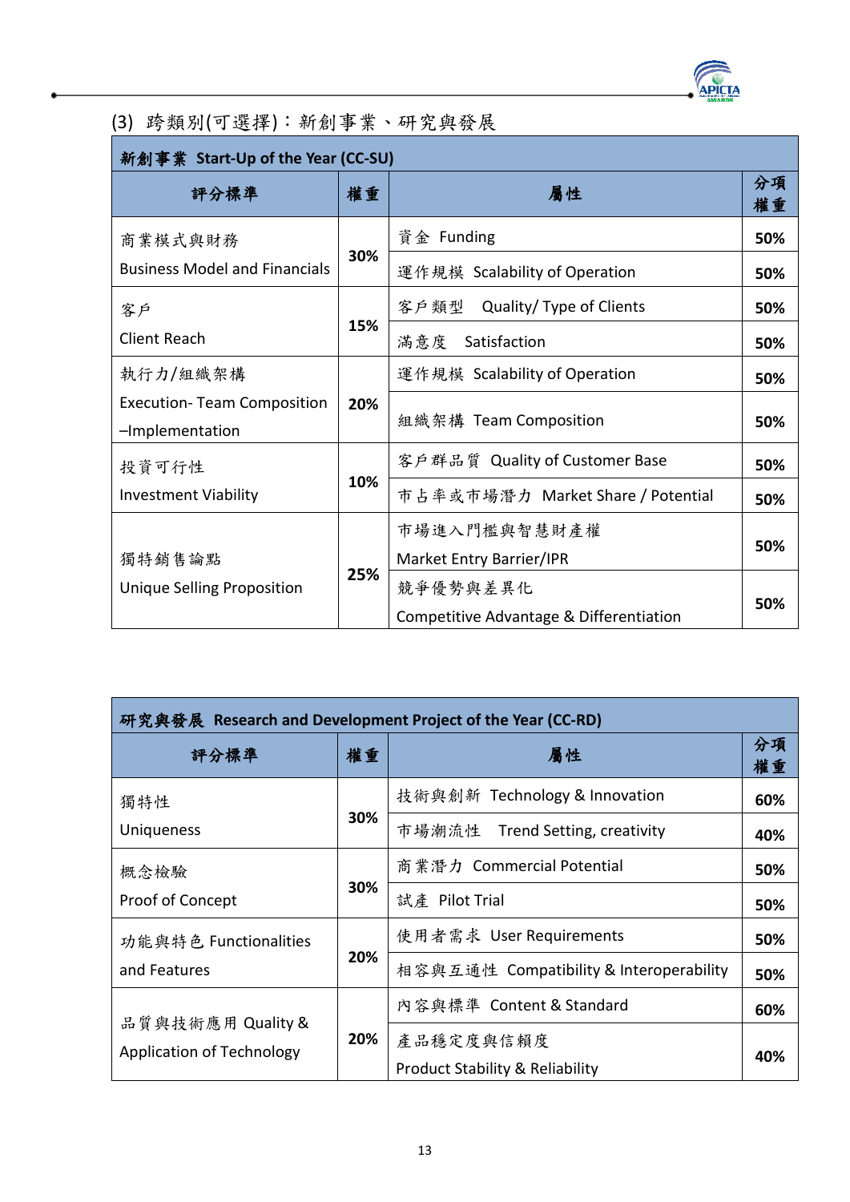(3) 跨類別(可選擇)：新創事業、研究與發展

| **新創事業 Start-Up of the Year (CC-SU)** | | | |
|---|---|---|---|
| **評分標準** | **權重** | **屬性** | **分項權重** |
| 商業模式與財務 Business Model and Financials | **30%** | 資金 Funding | **50%** |
| | | 運作規模 Scalability of Operation | **50%** |
| 客戶 Client Reach | **15%** | 客戶類型 Quality/ Type of Clients | **50%** |
| | | 滿意度 Satisfaction | **50%** |
| 執行力/組織架構 Execution- Team Composition –Implementation | **20%** | 運作規模 Scalability of Operation | **50%** |
| | | 組織架構 Team Composition | **50%** |
| 投資可行性 Investment Viability | **10%** | 客戶群品質 Quality of Customer Base | **50%** |
| | | 市占率或市場潛力 Market Share / Potential | **50%** |
| 獨特銷售論點 Unique Selling Proposition | **25%** | 市場進入門檻與智慧財產權 Market Entry Barrier/IPR | **50%** |
| | | 競爭優勢與差異化 Competitive Advantage & Differentiation | **50%** |

| **研究與發展 Research and Development Project of the Year (CC-RD)** | | | |
|---|---|---|---|
| **評分標準** | **權重** | **屬性** | **分項權重** |
| 獨特性 Uniqueness | **30%** | 技術與創新 Technology & Innovation | **60%** |
| | | 市場潮流性 Trend Setting, creativity | **40%** |
| 概念檢驗 Proof of Concept | **30%** | 商業潛力 Commercial Potential | **50%** |
| | | 試產 Pilot Trial | **50%** |
| 功能與特色 Functionalities and Features | **20%** | 使用者需求 User Requirements | **50%** |
| | | 相容與互通性 Compatibility & Interoperability | **50%** |
| 品質與技術應用 Quality & Application of Technology | **20%** | 內容與標準 Content & Standard | **60%** |
| | | 產品穩定度與信賴度 Product Stability & Reliability | **40%** |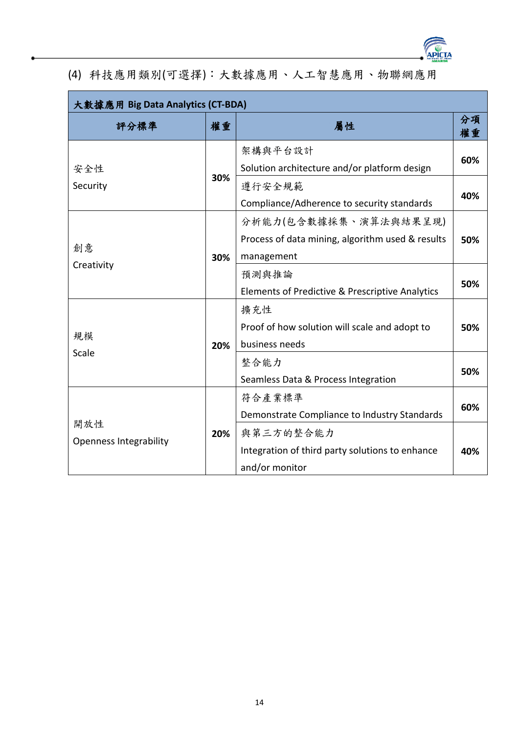(4) 科技應用類別(可選擇)：大數據應用、人工智慧應用、物聯網應用

| 大數據應用 Big Data Analytics (CT-BDA) | | | |
|---|---|---|---|
| **評分標準** | **權重** | **屬性** | **分項權重** |
| 安全性 Security | **30%** | 架構與平台設計 Solution architecture and/or platform design | **60%** |
| | | 遵行安全規範 Compliance/Adherence to security standards | **40%** |
| 創意 Creativity | **30%** | 分析能力(包含數據採集、演算法與結果呈現) Process of data mining, algorithm used & results management | **50%** |
| | | 預測與推論 Elements of Predictive & Prescriptive Analytics | **50%** |
| 規模 Scale | **20%** | 擴充性 Proof of how solution will scale and adopt to business needs | **50%** |
| | | 整合能力 Seamless Data & Process Integration | **50%** |
| 開放性 Openness Integrability | **20%** | 符合產業標準 Demonstrate Compliance to Industry Standards | **60%** |
| | | 與第三方的整合能力 Integration of third party solutions to enhance and/or monitor | **40%** |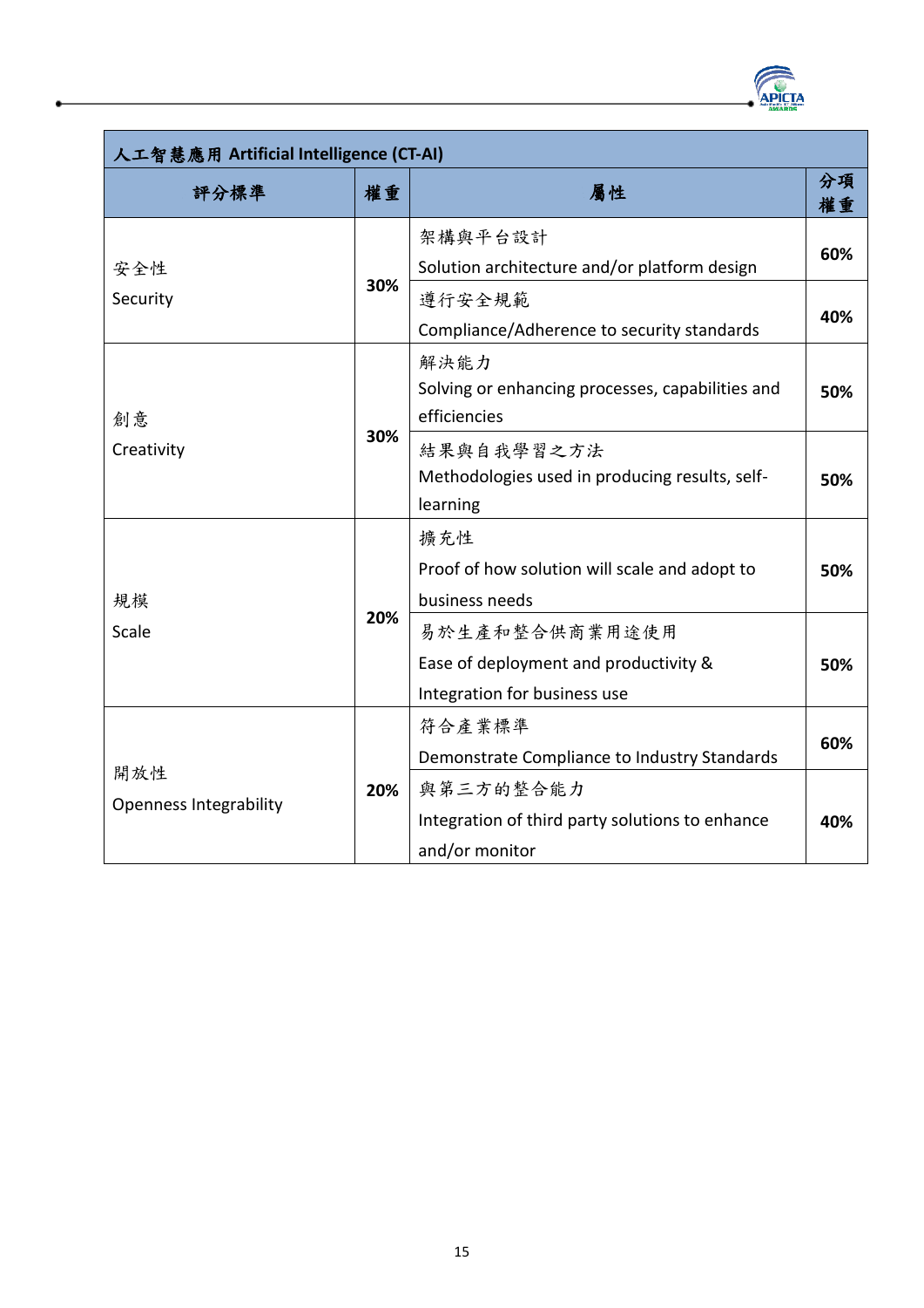| 人工智慧應用 Artificial Intelligence (CT-AI) | | | |
|---|---|---|---|
| **評分標準** | **權重** | **屬性** | **分項權重** |
| 安全性<br>Security | **30%** | 架構與平台設計<br>Solution architecture and/or platform design | **60%** |
| | | 遵行安全規範<br>Compliance/Adherence to security standards | **40%** |
| 創意<br>Creativity | **30%** | 解決能力<br>Solving or enhancing processes, capabilities and efficiencies | **50%** |
| | | 結果與自我學習之方法<br>Methodologies used in producing results, self-learning | **50%** |
| 規模<br>Scale | **20%** | 擴充性<br>Proof of how solution will scale and adopt to business needs | **50%** |
| | | 易於生產和整合供商業用途使用<br>Ease of deployment and productivity & Integration for business use | **50%** |
| 開放性<br>Openness Integrability | **20%** | 符合產業標準<br>Demonstrate Compliance to Industry Standards | **60%** |
| | | 與第三方的整合能力<br>Integration of third party solutions to enhance and/or monitor | **40%** |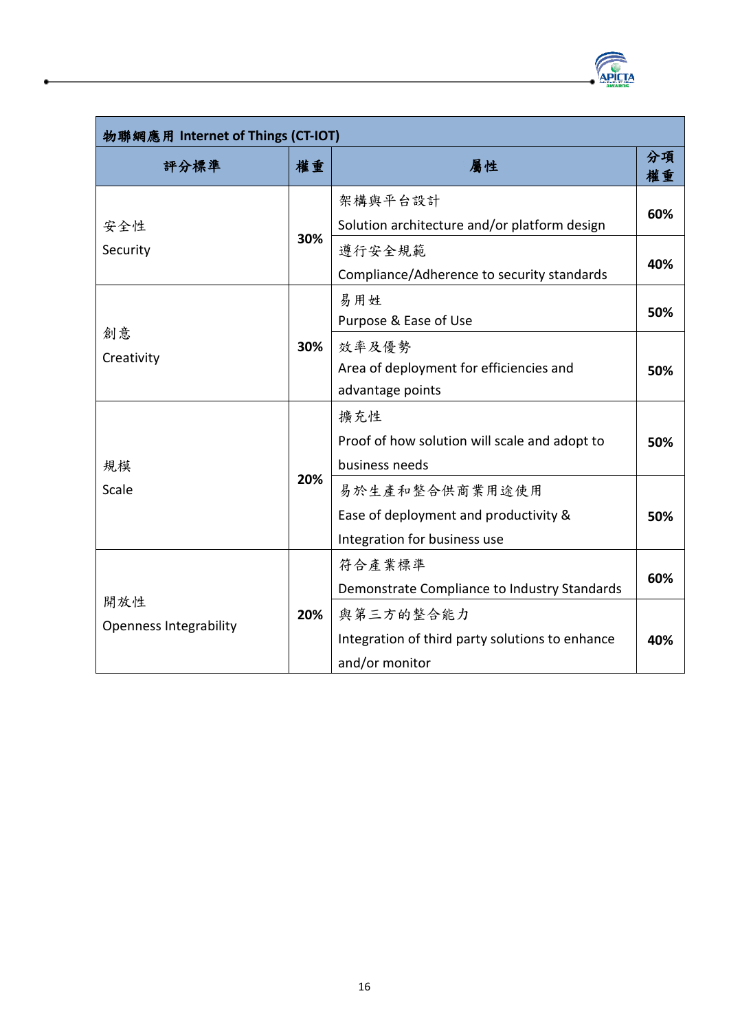| 物聯網應用 Internet of Things (CT-IOT) | | | |
|---|---|---|---|
| **評分標準** | **權重** | **屬性** | **分項權重** |
| 安全性<br>Security | **30%** | 架構與平台設計<br>Solution architecture and/or platform design | **60%** |
| | | 遵行安全規範<br>Compliance/Adherence to security standards | **40%** |
| 創意<br>Creativity | **30%** | 易用姓<br>Purpose & Ease of Use | **50%** |
| | | 效率及優勢<br>Area of deployment for efficiencies and advantage points | **50%** |
| 規模<br>Scale | **20%** | 擴充性<br>Proof of how solution will scale and adopt to business needs | **50%** |
| | | 易於生產和整合供商業用途使用<br>Ease of deployment and productivity & Integration for business use | **50%** |
| 開放性<br>Openness Integrability | **20%** | 符合產業標準<br>Demonstrate Compliance to Industry Standards | **60%** |
| | | 與第三方的整合能力<br>Integration of third party solutions to enhance and/or monitor | **40%** |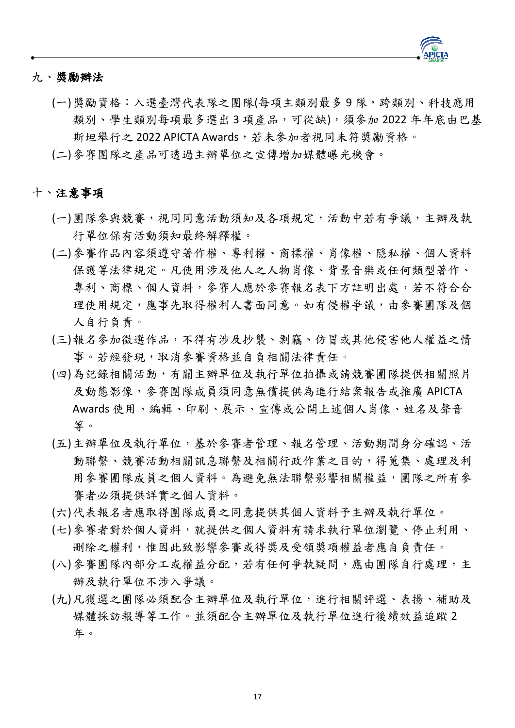## 九、獎勵辦法

(一) 獎勵資格：入選臺灣代表隊之團隊(每項主類別最多 9 隊，跨類別、科技應用類別、學生類別每項最多選出 3 項產品，可從缺)，須參加 2022 年年底由巴基斯坦舉行之 2022 APICTA Awards，若未參加者視同未符獎勵資格。

(二) 參賽團隊之產品可透過主辦單位之宣傳增加媒體曝光機會。

## 十、注意事項

(一) 團隊參與競賽，視同同意活動須知及各項規定，活動中若有爭議，主辦及執行單位保有活動須知最終解釋權。

(二) 參賽作品內容須遵守著作權、專利權、商標權、肖像權、隱私權、個人資料保護等法律規定。凡使用涉及他人之人物肖像、背景音樂或任何類型著作、專利、商標、個人資料，參賽人應於參賽報名表下方註明出處，若不符合合理使用規定，應事先取得權利人書面同意。如有侵權爭議，由參賽團隊及個人自行負責。

(三) 報名參加徵選作品，不得有涉及抄襲、剽竊、仿冒或其他侵害他人權益之情事。若經發現，取消參賽資格並自負相關法律責任。

(四) 為記錄相關活動，有關主辦單位及執行單位拍攝或請競賽團隊提供相關照片及動態影像，參賽團隊成員須同意無償提供為進行結案報告或推廣 APICTA Awards 使用、編輯、印刷、展示、宣傳或公開上述個人肖像、姓名及聲音等。

(五) 主辦單位及執行單位，基於參賽者管理、報名管理、活動期間身分確認、活動聯繫、競賽活動相關訊息聯繫及相關行政作業之目的，得蒐集、處理及利用參賽團隊成員之個人資料。為避免無法聯繫影響相關權益，團隊之所有參賽者必須提供詳實之個人資料。

(六) 代表報名者應取得團隊成員之同意提供其個人資料予主辦及執行單位。

(七) 參賽者對於個人資料，就提供之個人資料有請求執行單位瀏覽、停止利用、刪除之權利，惟因此致影響參賽或得獎及受領獎項權益者應自負責任。

(八) 參賽團隊內部分工或權益分配，若有任何爭執疑問，應由團隊自行處理，主辦及執行單位不涉入爭議。

(九) 凡獲選之團隊必須配合主辦單位及執行單位，進行相關評選、表揚、補助及媒體採訪報導等工作。並須配合主辦單位及執行單位進行後續效益追蹤 2 年。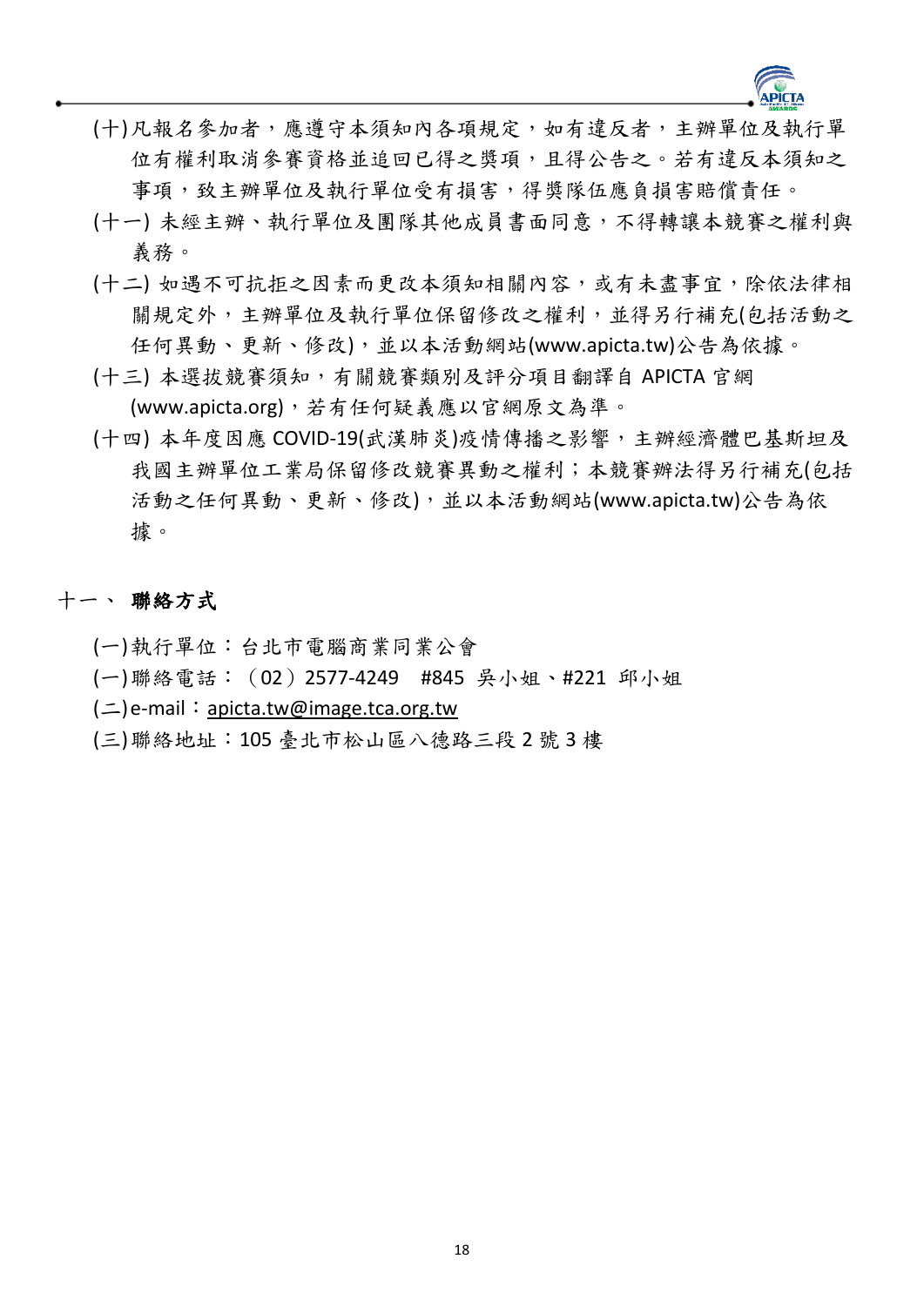(十)凡報名參加者，應遵守本須知內各項規定，如有違反者，主辦單位及執行單位有權利取消參賽資格並追回已得之獎項，且得公告之。若有違反本須知之事項，致主辦單位及執行單位受有損害，得獎隊伍應負損害賠償責任。

(十一) 未經主辦、執行單位及團隊其他成員書面同意，不得轉讓本競賽之權利與義務。

(十二) 如遇不可抗拒之因素而更改本須知相關內容，或有未盡事宜，除依法律相關規定外，主辦單位及執行單位保留修改之權利，並得另行補充(包括活動之任何異動、更新、修改)，並以本活動網站(www.apicta.tw)公告為依據。

(十三) 本選拔競賽須知，有關競賽類別及評分項目翻譯自 APICTA 官網(www.apicta.org)，若有任何疑義應以官網原文為準。

(十四) 本年度因應 COVID-19(武漢肺炎)疫情傳播之影響，主辦經濟體巴基斯坦及我國主辦單位工業局保留修改競賽異動之權利；本競賽辦法得另行補充(包括活動之任何異動、更新、修改)，並以本活動網站(www.apicta.tw)公告為依據。

## 十一、 聯絡方式

(一)執行單位：台北市電腦商業同業公會

(一)聯絡電話：（02）2577-4249 #845 吳小姐、#221 邱小姐

(二)e-mail：apicta.tw@image.tca.org.tw

(三)聯絡地址：105 臺北市松山區八德路三段 2 號 3 樓